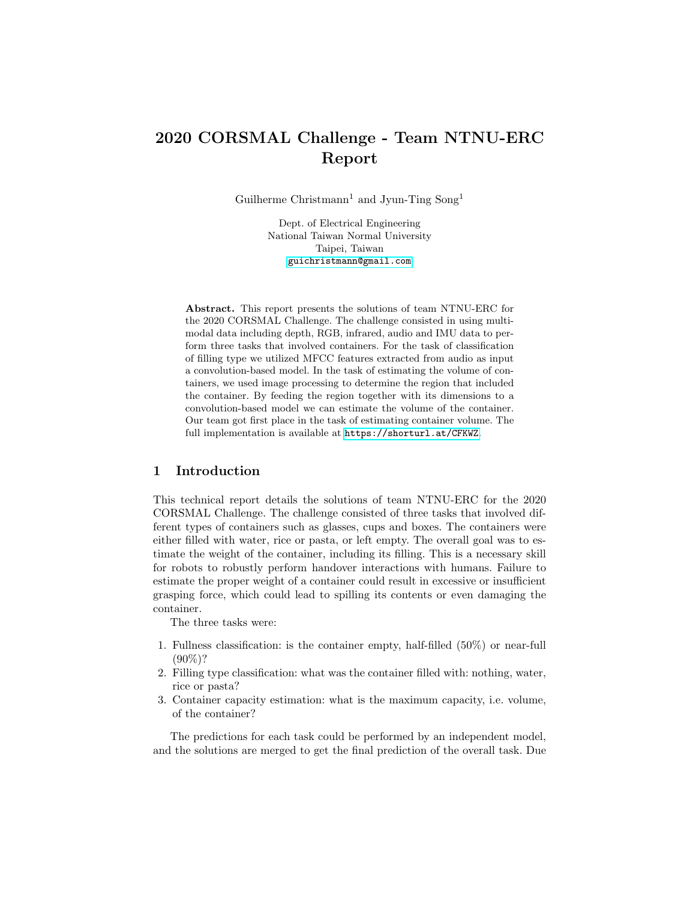# 2020 CORSMAL Challenge - Team NTNU-ERC Report

Guilherme Christmann[1] and Jyun-Ting Song[1]

Dept. of Electrical Engineering
National Taiwan Normal University
Taipei, Taiwan
guichristmann@gmail.com

**Abstract.** This report presents the solutions of team NTNU-ERC for the 2020 CORSMAL Challenge. The challenge consisted in using multimodal data including depth, RGB, infrared, audio and IMU data to perform three tasks that involved containers. For the task of classification of filling type we utilized MFCC features extracted from audio as input a convolution-based model. In the task of estimating the volume of containers, we used image processing to determine the region that included the container. By feeding the region together with its dimensions to a convolution-based model we can estimate the volume of the container. Our team got first place in the task of estimating container volume. The full implementation is available at https://shorturl.at/CFKWZ.

## 1 Introduction

This technical report details the solutions of team NTNU-ERC for the 2020 CORSMAL Challenge. The challenge consisted of three tasks that involved different types of containers such as glasses, cups and boxes. The containers were either filled with water, rice or pasta, or left empty. The overall goal was to estimate the weight of the container, including its filling. This is a necessary skill for robots to robustly perform handover interactions with humans. Failure to estimate the proper weight of a container could result in excessive or insufficient grasping force, which could lead to spilling its contents or even damaging the container.

The three tasks were:

1. Fullness classification: is the container empty, half-filled (50%) or near-full (90%)?
2. Filling type classification: what was the container filled with: nothing, water, rice or pasta?
3. Container capacity estimation: what is the maximum capacity, i.e. volume, of the container?

The predictions for each task could be performed by an independent model, and the solutions are merged to get the final prediction of the overall task. Due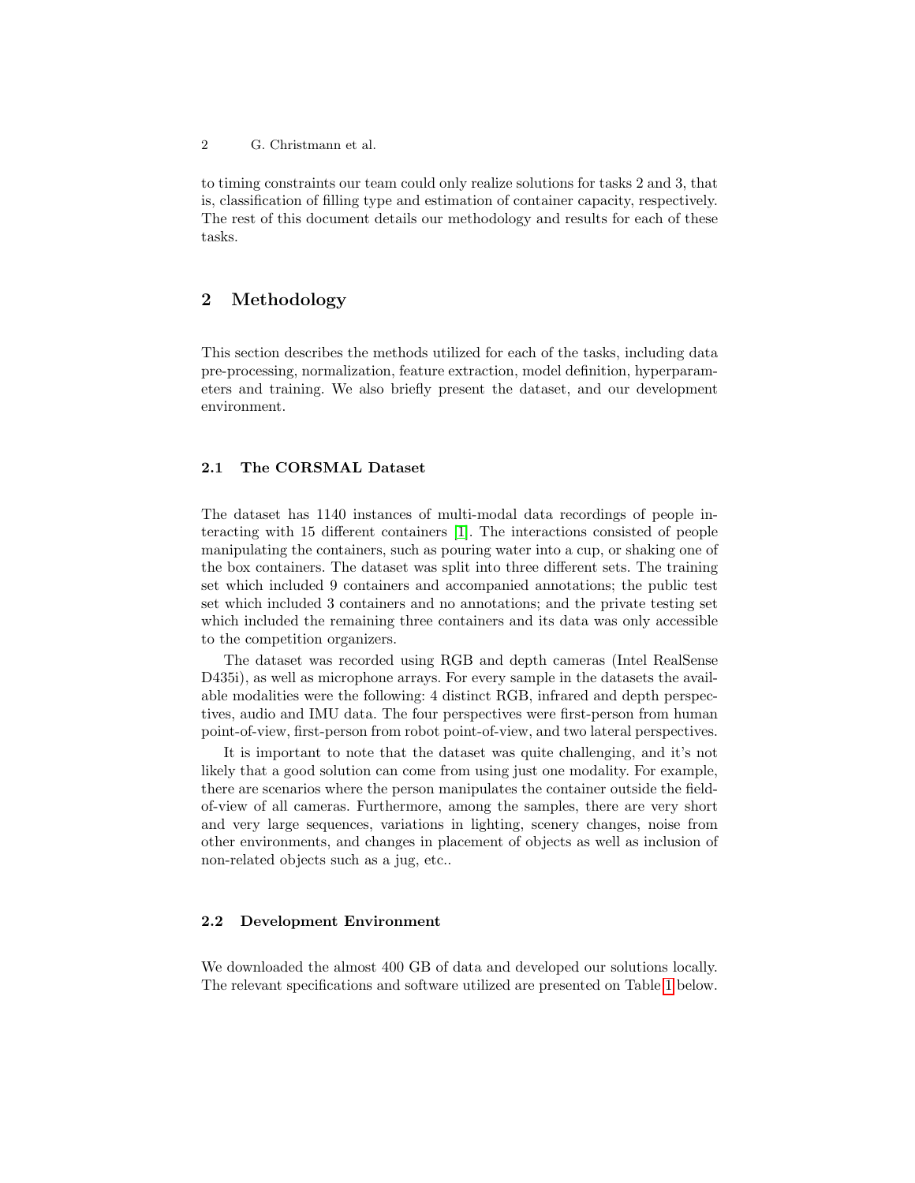to timing constraints our team could only realize solutions for tasks 2 and 3, that is, classification of filling type and estimation of container capacity, respectively. The rest of this document details our methodology and results for each of these tasks.

## 2 Methodology

This section describes the methods utilized for each of the tasks, including data pre-processing, normalization, feature extraction, model definition, hyperparameters and training. We also briefly present the dataset, and our development environment.

### 2.1 The CORSMAL Dataset

The dataset has 1140 instances of multi-modal data recordings of people interacting with 15 different containers [1]. The interactions consisted of people manipulating the containers, such as pouring water into a cup, or shaking one of the box containers. The dataset was split into three different sets. The training set which included 9 containers and accompanied annotations; the public test set which included 3 containers and no annotations; and the private testing set which included the remaining three containers and its data was only accessible to the competition organizers.

The dataset was recorded using RGB and depth cameras (Intel RealSense D435i), as well as microphone arrays. For every sample in the datasets the available modalities were the following: 4 distinct RGB, infrared and depth perspectives, audio and IMU data. The four perspectives were first-person from human point-of-view, first-person from robot point-of-view, and two lateral perspectives.

It is important to note that the dataset was quite challenging, and it's not likely that a good solution can come from using just one modality. For example, there are scenarios where the person manipulates the container outside the field-of-view of all cameras. Furthermore, among the samples, there are very short and very large sequences, variations in lighting, scenery changes, noise from other environments, and changes in placement of objects as well as inclusion of non-related objects such as a jug, etc..

### 2.2 Development Environment

We downloaded the almost 400 GB of data and developed our solutions locally. The relevant specifications and software utilized are presented on Table 1 below.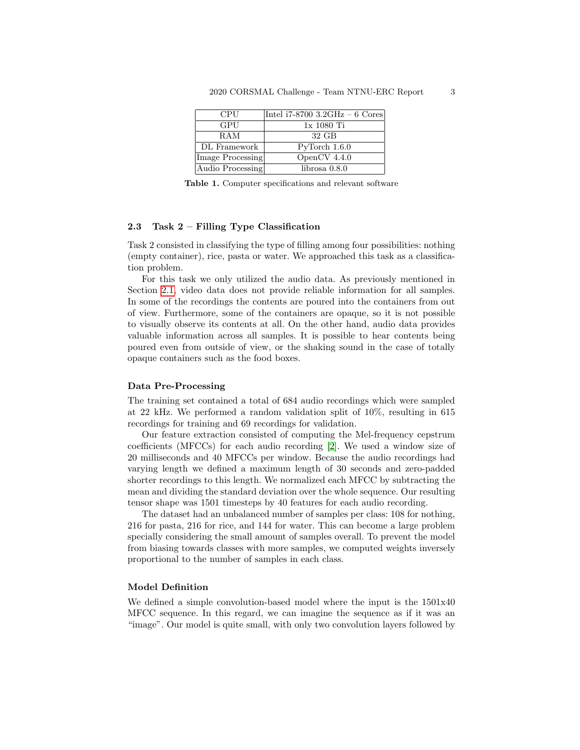| CPU | Intel i7-8700 3.2GHz – 6 Cores |
|---|---|
| GPU | 1x 1080 Ti |
| RAM | 32 GB |
| DL Framework | PyTorch 1.6.0 |
| Image Processing | OpenCV 4.4.0 |
| Audio Processing | librosa 0.8.0 |

**Table 1.** Computer specifications and relevant software

### 2.3 Task 2 – Filling Type Classification

Task 2 consisted in classifying the type of filling among four possibilities: nothing (empty container), rice, pasta or water. We approached this task as a classification problem.

For this task we only utilized the audio data. As previously mentioned in Section 2.1, video data does not provide reliable information for all samples. In some of the recordings the contents are poured into the containers from out of view. Furthermore, some of the containers are opaque, so it is not possible to visually observe its contents at all. On the other hand, audio data provides valuable information across all samples. It is possible to hear contents being poured even from outside of view, or the shaking sound in the case of totally opaque containers such as the food boxes.

#### Data Pre-Processing

The training set contained a total of 684 audio recordings which were sampled at 22 kHz. We performed a random validation split of 10%, resulting in 615 recordings for training and 69 recordings for validation.

Our feature extraction consisted of computing the Mel-frequency cepstrum coefficients (MFCCs) for each audio recording [2]. We used a window size of 20 milliseconds and 40 MFCCs per window. Because the audio recordings had varying length we defined a maximum length of 30 seconds and zero-padded shorter recordings to this length. We normalized each MFCC by subtracting the mean and dividing the standard deviation over the whole sequence. Our resulting tensor shape was 1501 timesteps by 40 features for each audio recording.

The dataset had an unbalanced number of samples per class: 108 for nothing, 216 for pasta, 216 for rice, and 144 for water. This can become a large problem specially considering the small amount of samples overall. To prevent the model from biasing towards classes with more samples, we computed weights inversely proportional to the number of samples in each class.

#### Model Definition

We defined a simple convolution-based model where the input is the 1501x40 MFCC sequence. In this regard, we can imagine the sequence as if it was an "image". Our model is quite small, with only two convolution layers followed by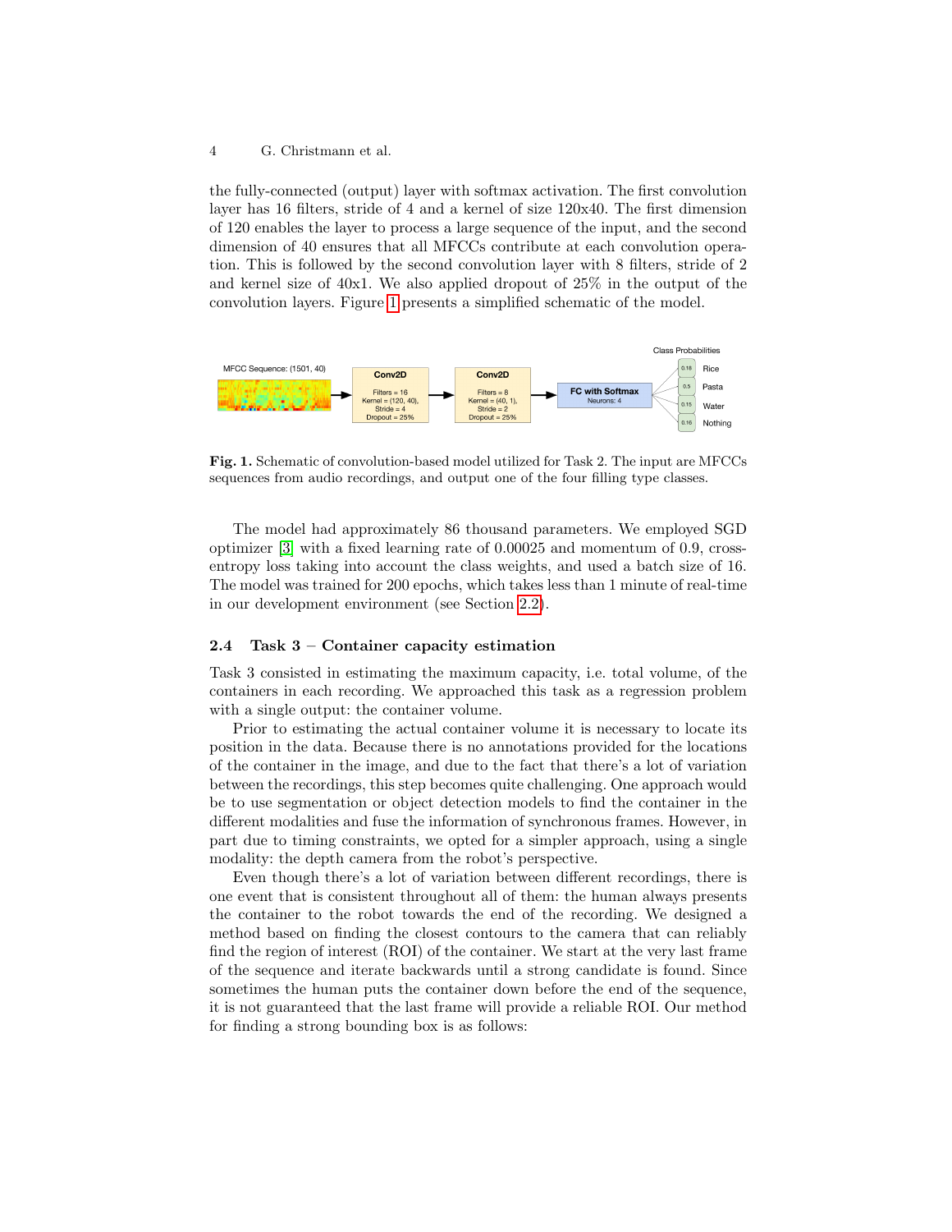the fully-connected (output) layer with softmax activation. The first convolution layer has 16 filters, stride of 4 and a kernel of size 120x40. The first dimension of 120 enables the layer to process a large sequence of the input, and the second dimension of 40 ensures that all MFCCs contribute at each convolution operation. This is followed by the second convolution layer with 8 filters, stride of 2 and kernel size of 40x1. We also applied dropout of 25% in the output of the convolution layers. Figure 1 presents a simplified schematic of the model.

**Fig. 1.** Schematic of convolution-based model utilized for Task 2. The input are MFCCs sequences from audio recordings, and output one of the four filling type classes.

The model had approximately 86 thousand parameters. We employed SGD optimizer [3] with a fixed learning rate of 0.00025 and momentum of 0.9, cross-entropy loss taking into account the class weights, and used a batch size of 16. The model was trained for 200 epochs, which takes less than 1 minute of real-time in our development environment (see Section 2.2).

### 2.4 Task 3 – Container capacity estimation

Task 3 consisted in estimating the maximum capacity, i.e. total volume, of the containers in each recording. We approached this task as a regression problem with a single output: the container volume.

Prior to estimating the actual container volume it is necessary to locate its position in the data. Because there is no annotations provided for the locations of the container in the image, and due to the fact that there's a lot of variation between the recordings, this step becomes quite challenging. One approach would be to use segmentation or object detection models to find the container in the different modalities and fuse the information of synchronous frames. However, in part due to timing constraints, we opted for a simpler approach, using a single modality: the depth camera from the robot's perspective.

Even though there's a lot of variation between different recordings, there is one event that is consistent throughout all of them: the human always presents the container to the robot towards the end of the recording. We designed a method based on finding the closest contours to the camera that can reliably find the region of interest (ROI) of the container. We start at the very last frame of the sequence and iterate backwards until a strong candidate is found. Since sometimes the human puts the container down before the end of the sequence, it is not guaranteed that the last frame will provide a reliable ROI. Our method for finding a strong bounding box is as follows: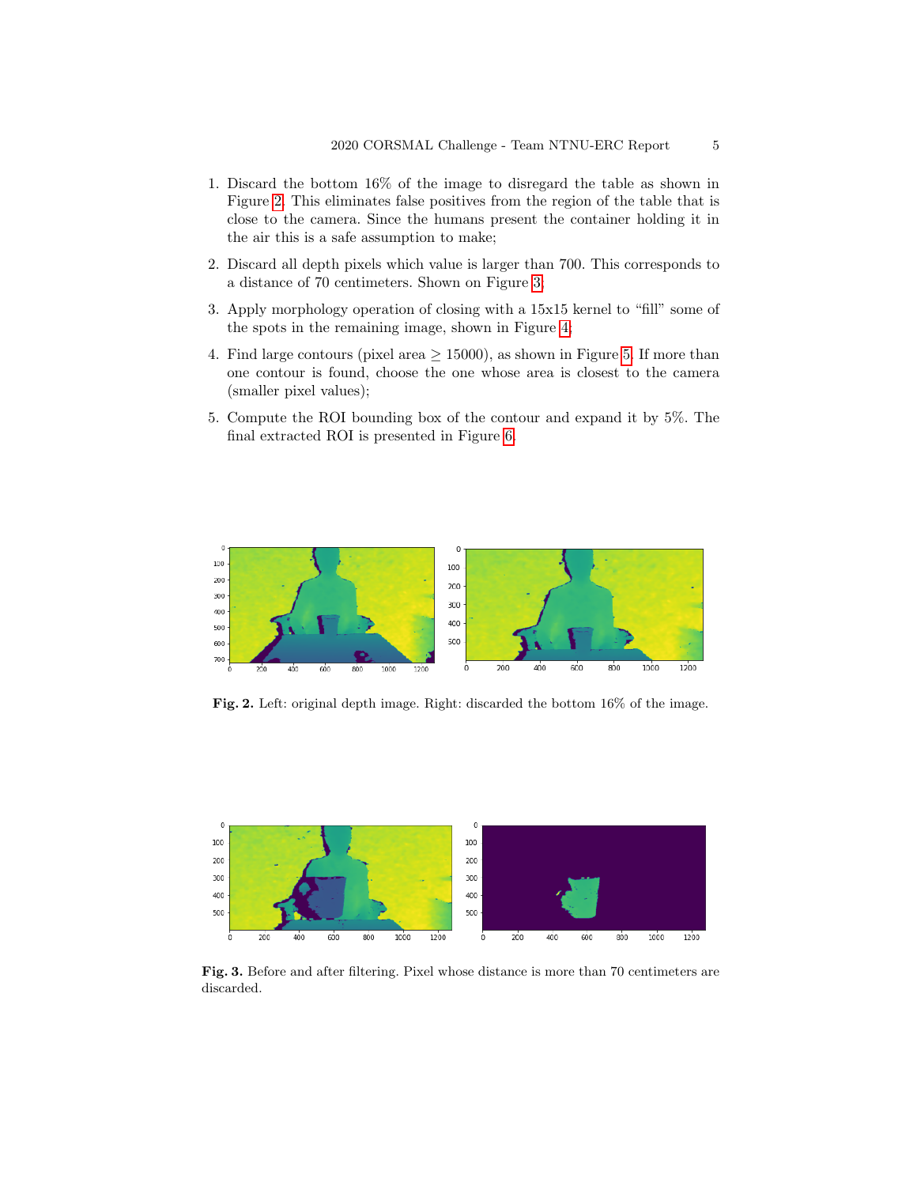1. Discard the bottom 16% of the image to disregard the table as shown in Figure 2. This eliminates false positives from the region of the table that is close to the camera. Since the humans present the container holding it in the air this is a safe assumption to make;
2. Discard all depth pixels which value is larger than 700. This corresponds to a distance of 70 centimeters. Shown on Figure 3;
3. Apply morphology operation of closing with a 15x15 kernel to "fill" some of the spots in the remaining image, shown in Figure 4;
4. Find large contours (pixel area $\geq 15000$), as shown in Figure 5. If more than one contour is found, choose the one whose area is closest to the camera (smaller pixel values);
5. Compute the ROI bounding box of the contour and expand it by 5%. The final extracted ROI is presented in Figure 6.

**Fig. 2.** Left: original depth image. Right: discarded the bottom 16% of the image.

**Fig. 3.** Before and after filtering. Pixel whose distance is more than 70 centimeters are discarded.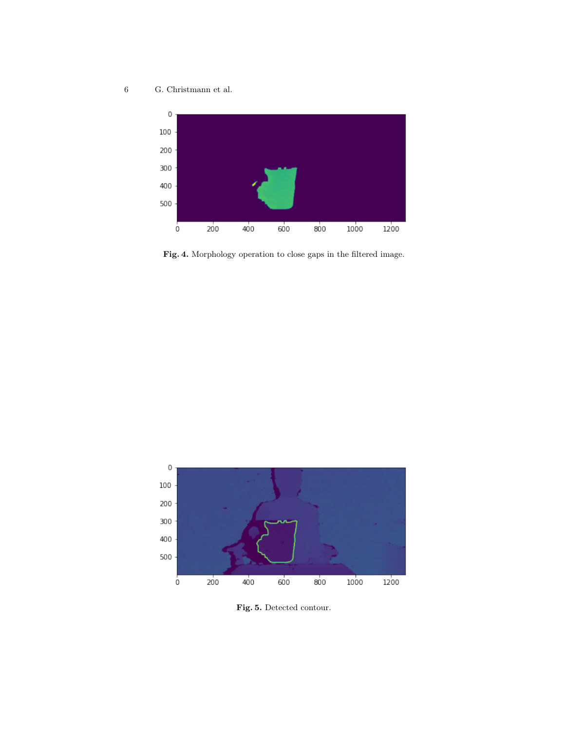Fig. 4. Morphology operation to close gaps in the filtered image.

Fig. 5. Detected contour.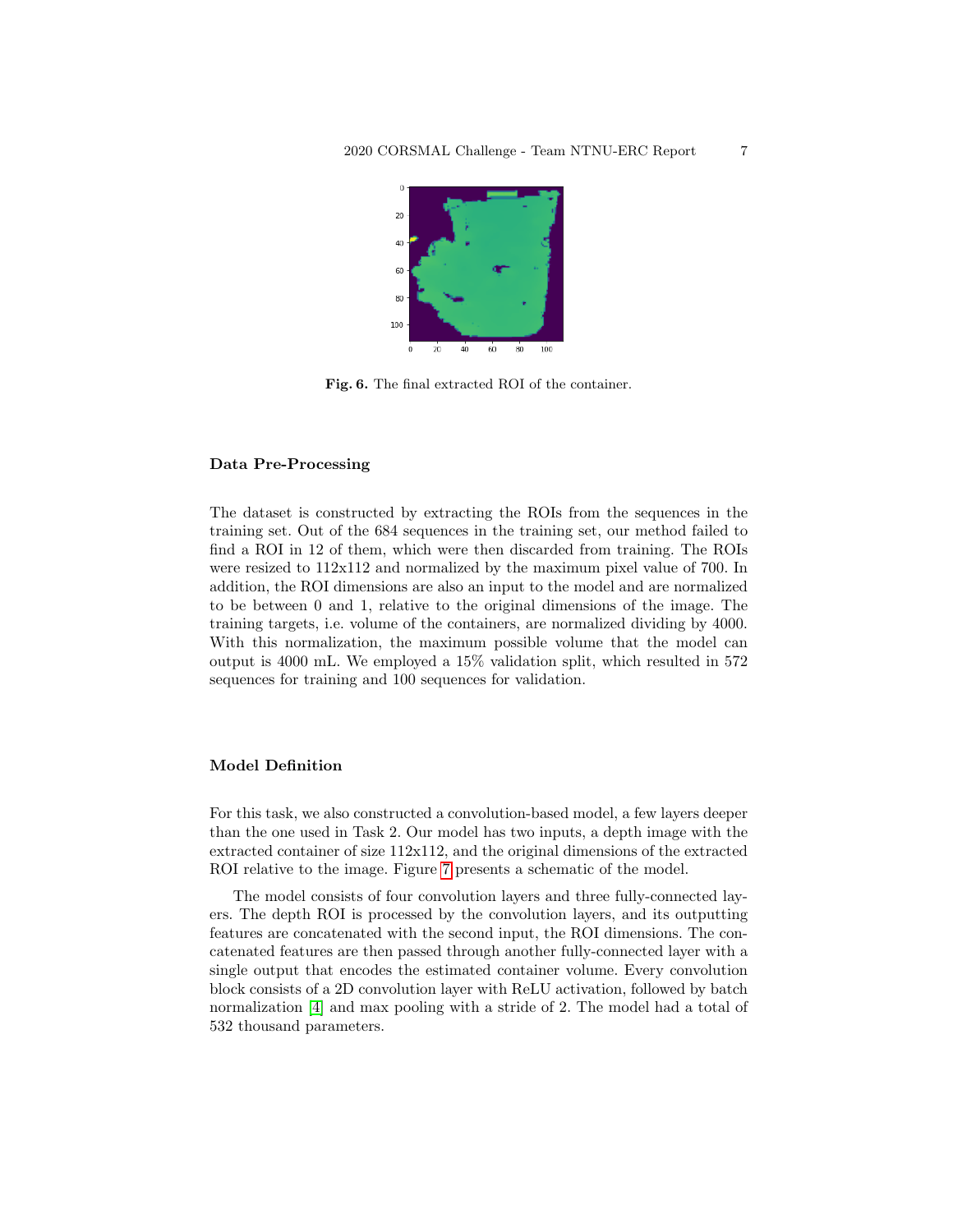Fig. 6. The final extracted ROI of the container.

### Data Pre-Processing

The dataset is constructed by extracting the ROIs from the sequences in the training set. Out of the 684 sequences in the training set, our method failed to find a ROI in 12 of them, which were then discarded from training. The ROIs were resized to 112x112 and normalized by the maximum pixel value of 700. In addition, the ROI dimensions are also an input to the model and are normalized to be between 0 and 1, relative to the original dimensions of the image. The training targets, i.e. volume of the containers, are normalized dividing by 4000. With this normalization, the maximum possible volume that the model can output is 4000 mL. We employed a 15% validation split, which resulted in 572 sequences for training and 100 sequences for validation.

### Model Definition

For this task, we also constructed a convolution-based model, a few layers deeper than the one used in Task 2. Our model has two inputs, a depth image with the extracted container of size 112x112, and the original dimensions of the extracted ROI relative to the image. Figure 7 presents a schematic of the model.

The model consists of four convolution layers and three fully-connected layers. The depth ROI is processed by the convolution layers, and its outputting features are concatenated with the second input, the ROI dimensions. The concatenated features are then passed through another fully-connected layer with a single output that encodes the estimated container volume. Every convolution block consists of a 2D convolution layer with ReLU activation, followed by batch normalization [4] and max pooling with a stride of 2. The model had a total of 532 thousand parameters.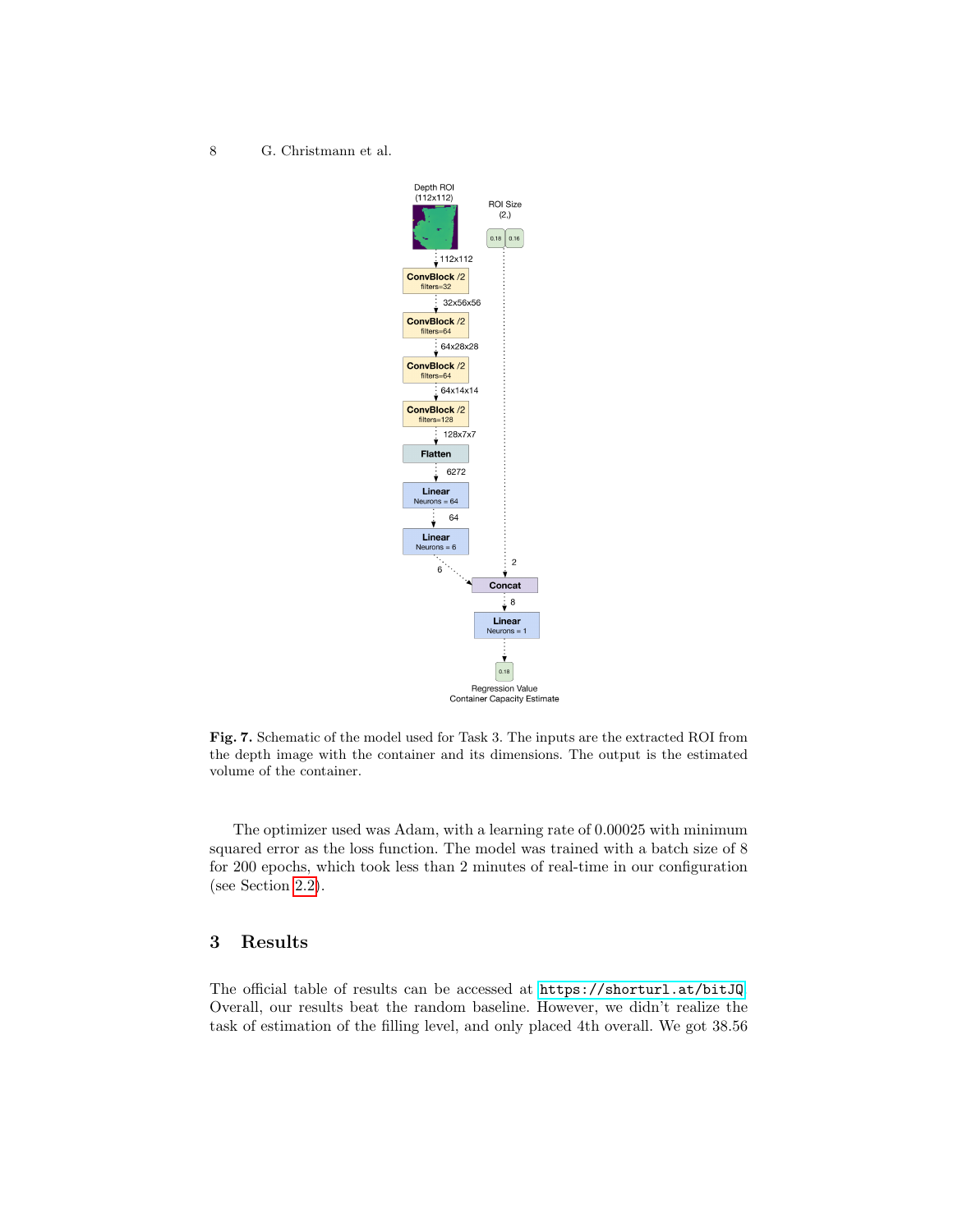**Fig. 7.** Schematic of the model used for Task 3. The inputs are the extracted ROI from the depth image with the container and its dimensions. The output is the estimated volume of the container.

The optimizer used was Adam, with a learning rate of 0.00025 with minimum squared error as the loss function. The model was trained with a batch size of 8 for 200 epochs, which took less than 2 minutes of real-time in our configuration (see Section 2.2).

## 3 Results

The official table of results can be accessed at https://shorturl.at/bitJQ. Overall, our results beat the random baseline. However, we didn't realize the task of estimation of the filling level, and only placed 4th overall. We got 38.56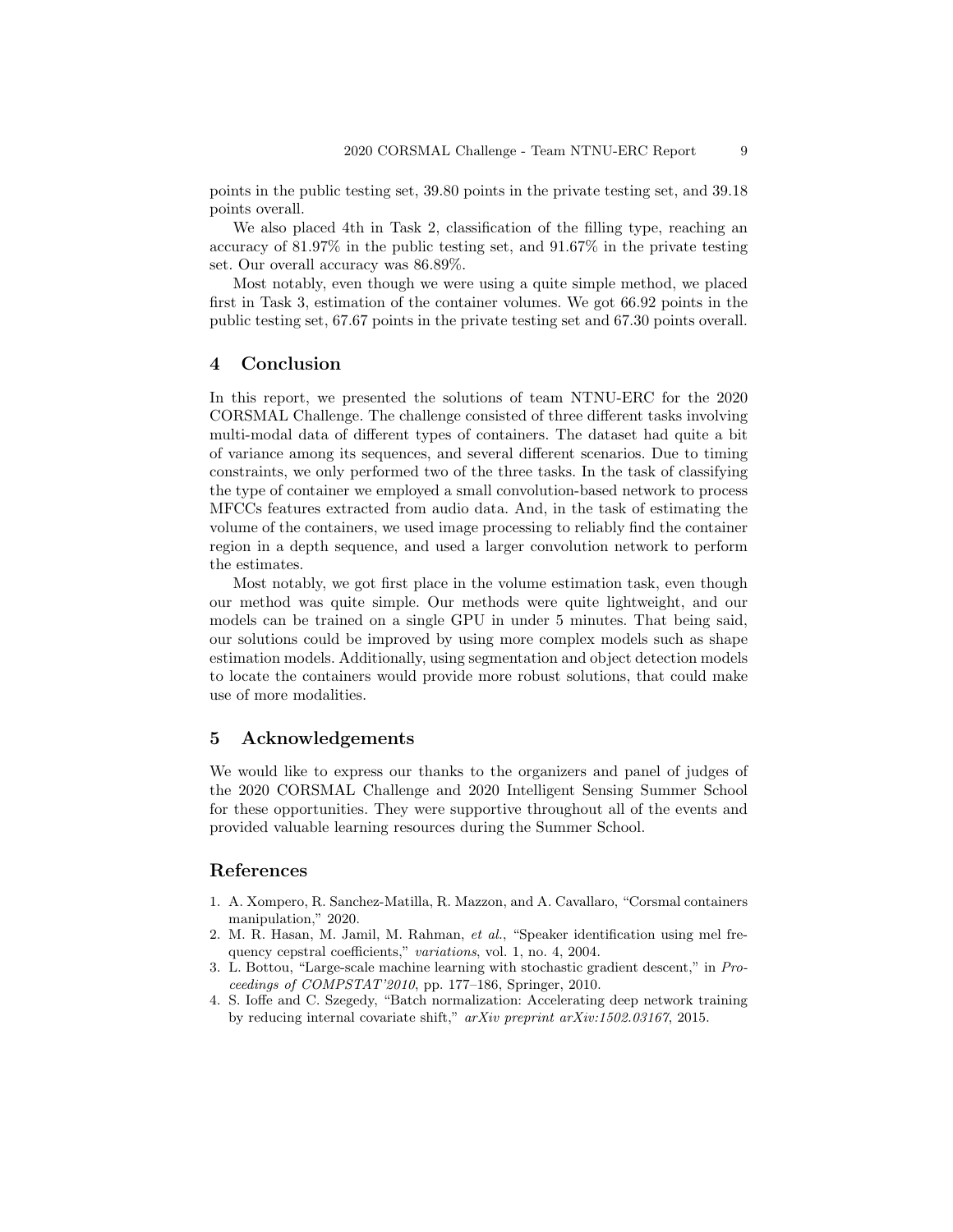points in the public testing set, 39.80 points in the private testing set, and 39.18 points overall.

We also placed 4th in Task 2, classification of the filling type, reaching an accuracy of 81.97% in the public testing set, and 91.67% in the private testing set. Our overall accuracy was 86.89%.

Most notably, even though we were using a quite simple method, we placed first in Task 3, estimation of the container volumes. We got 66.92 points in the public testing set, 67.67 points in the private testing set and 67.30 points overall.

## 4 Conclusion

In this report, we presented the solutions of team NTNU-ERC for the 2020 CORSMAL Challenge. The challenge consisted of three different tasks involving multi-modal data of different types of containers. The dataset had quite a bit of variance among its sequences, and several different scenarios. Due to timing constraints, we only performed two of the three tasks. In the task of classifying the type of container we employed a small convolution-based network to process MFCCs features extracted from audio data. And, in the task of estimating the volume of the containers, we used image processing to reliably find the container region in a depth sequence, and used a larger convolution network to perform the estimates.

Most notably, we got first place in the volume estimation task, even though our method was quite simple. Our methods were quite lightweight, and our models can be trained on a single GPU in under 5 minutes. That being said, our solutions could be improved by using more complex models such as shape estimation models. Additionally, using segmentation and object detection models to locate the containers would provide more robust solutions, that could make use of more modalities.

## 5 Acknowledgements

We would like to express our thanks to the organizers and panel of judges of the 2020 CORSMAL Challenge and 2020 Intelligent Sensing Summer School for these opportunities. They were supportive throughout all of the events and provided valuable learning resources during the Summer School.

## References

1. A. Xompero, R. Sanchez-Matilla, R. Mazzon, and A. Cavallaro, "Corsmal containers manipulation," 2020.
2. M. R. Hasan, M. Jamil, M. Rahman, *et al.*, "Speaker identification using mel frequency cepstral coefficients," *variations*, vol. 1, no. 4, 2004.
3. L. Bottou, "Large-scale machine learning with stochastic gradient descent," in *Proceedings of COMPSTAT'2010*, pp. 177–186, Springer, 2010.
4. S. Ioffe and C. Szegedy, "Batch normalization: Accelerating deep network training by reducing internal covariate shift," *arXiv preprint arXiv:1502.03167*, 2015.